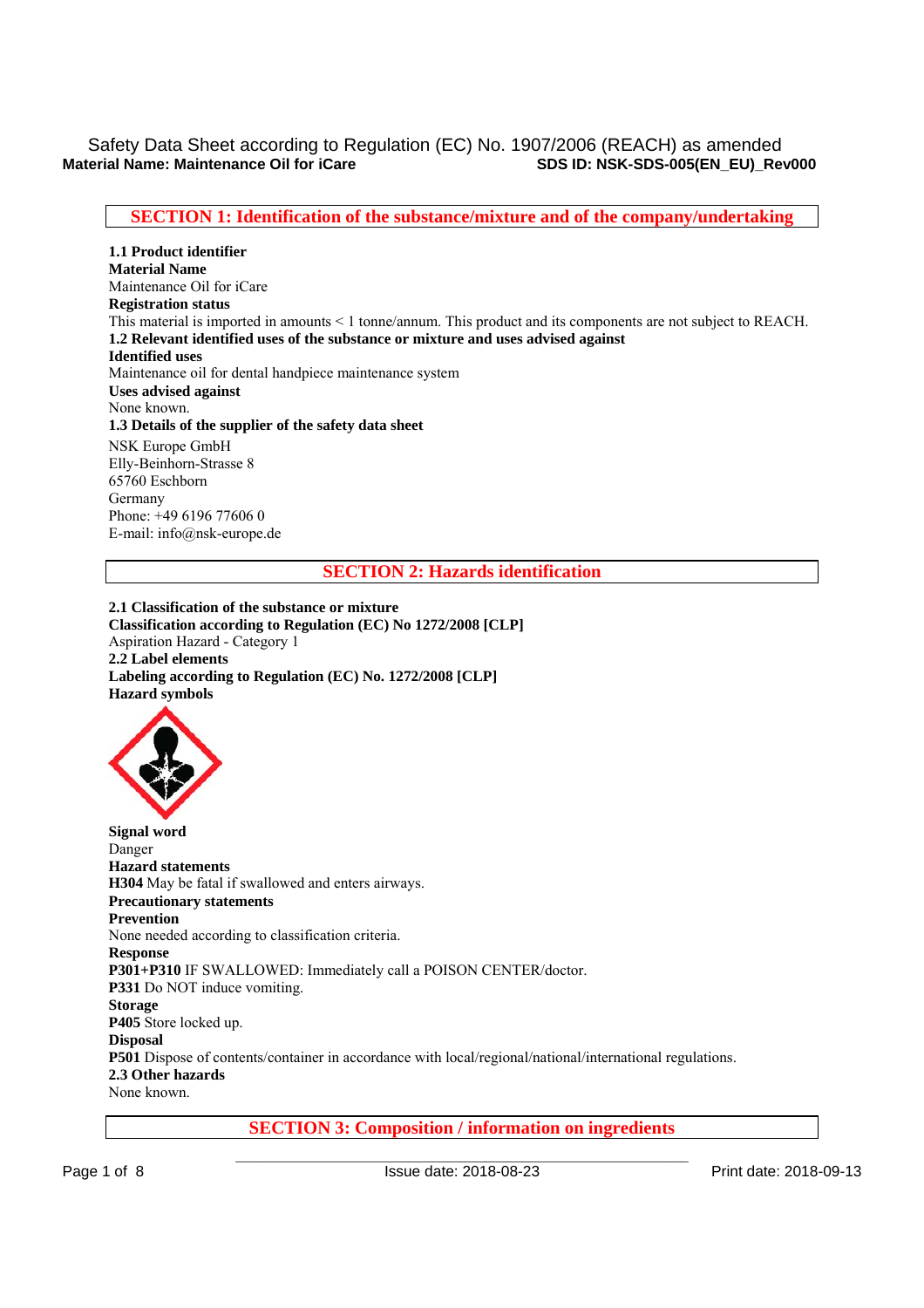Safety Data Sheet according to Regulation (EC) No. 1907/2006 (REACH) as amended

**Material Name: Maintenance Oil for iCare** **SDS ID: NSK-SDS-005(EN_EU)_Rev000**

## SECTION 1: Identification of the substance/mixture and of the company/undertaking

**1.1 Product identifier**

**Material Name**

Maintenance Oil for iCare

**Registration status**

This material is imported in amounts < 1 tonne/annum. This product and its components are not subject to REACH.

**1.2 Relevant identified uses of the substance or mixture and uses advised against**

**Identified uses**

Maintenance oil for dental handpiece maintenance system

**Uses advised against**

None known.

**1.3 Details of the supplier of the safety data sheet**

NSK Europe GmbH
Elly-Beinhorn-Strasse 8
65760 Eschborn
Germany
Phone: +49 6196 77606 0
E-mail: info@nsk-europe.de

## SECTION 2: Hazards identification

**2.1 Classification of the substance or mixture**

**Classification according to Regulation (EC) No 1272/2008 [CLP]**

Aspiration Hazard - Category 1

**2.2 Label elements**

**Labeling according to Regulation (EC) No. 1272/2008 [CLP]**

**Hazard symbols**

**Signal word**

Danger

**Hazard statements**

**H304** May be fatal if swallowed and enters airways.

**Precautionary statements**

**Prevention**

None needed according to classification criteria.

**Response**

**P301+P310** IF SWALLOWED: Immediately call a POISON CENTER/doctor.

**P331** Do NOT induce vomiting.

**Storage**

**P405** Store locked up.

**Disposal**

**P501** Dispose of contents/container in accordance with local/regional/national/international regulations.

**2.3 Other hazards**

None known.

## SECTION 3: Composition / information on ingredients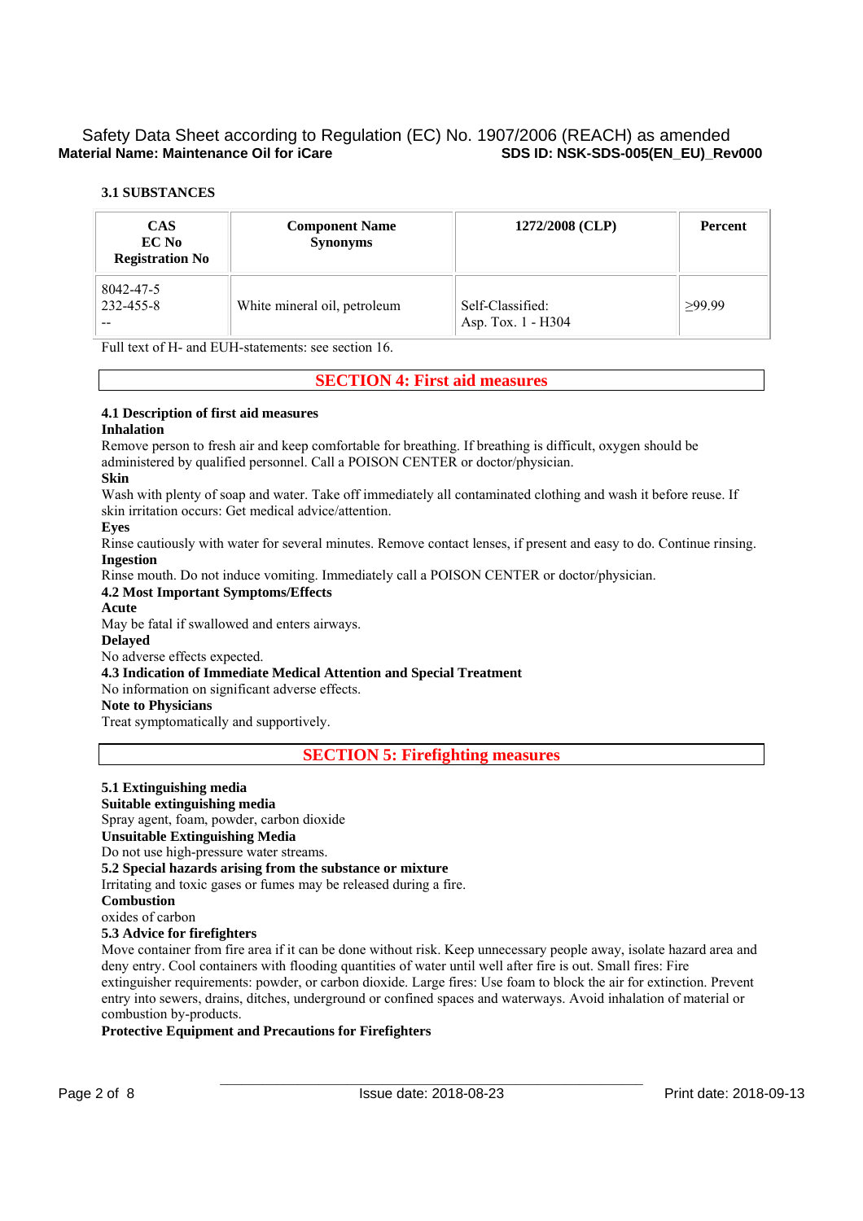### 3.1 SUBSTANCES

| CAS<br>EC No<br>Registration No | Component Name<br>Synonyms | 1272/2008 (CLP) | Percent |
|---|---|---|---|
| 8042-47-5<br>232-455-8<br>-- | White mineral oil, petroleum | Self-Classified:<br>Asp. Tox. 1 - H304 | ≥99.99 |

Full text of H- and EUH-statements: see section 16.

## SECTION 4: First aid measures

**4.1 Description of first aid measures**

**Inhalation**

Remove person to fresh air and keep comfortable for breathing. If breathing is difficult, oxygen should be administered by qualified personnel. Call a POISON CENTER or doctor/physician.

**Skin**

Wash with plenty of soap and water. Take off immediately all contaminated clothing and wash it before reuse. If skin irritation occurs: Get medical advice/attention.

**Eyes**

Rinse cautiously with water for several minutes. Remove contact lenses, if present and easy to do. Continue rinsing.

**Ingestion**

Rinse mouth. Do not induce vomiting. Immediately call a POISON CENTER or doctor/physician.

**4.2 Most Important Symptoms/Effects**

**Acute**

May be fatal if swallowed and enters airways.

**Delayed**

No adverse effects expected.

**4.3 Indication of Immediate Medical Attention and Special Treatment**

No information on significant adverse effects.

**Note to Physicians**

Treat symptomatically and supportively.

## SECTION 5: Firefighting measures

**5.1 Extinguishing media**

**Suitable extinguishing media**

Spray agent, foam, powder, carbon dioxide

**Unsuitable Extinguishing Media**

Do not use high-pressure water streams.

**5.2 Special hazards arising from the substance or mixture**

Irritating and toxic gases or fumes may be released during a fire.

**Combustion**

oxides of carbon

**5.3 Advice for firefighters**

Move container from fire area if it can be done without risk. Keep unnecessary people away, isolate hazard area and deny entry. Cool containers with flooding quantities of water until well after fire is out. Small fires: Fire extinguisher requirements: powder, or carbon dioxide. Large fires: Use foam to block the air for extinction. Prevent entry into sewers, drains, ditches, underground or confined spaces and waterways. Avoid inhalation of material or combustion by-products.

**Protective Equipment and Precautions for Firefighters**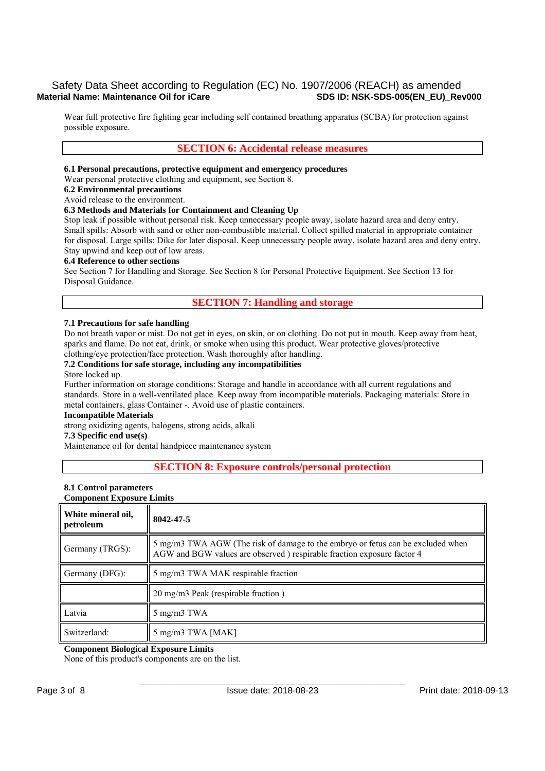Wear full protective fire fighting gear including self contained breathing apparatus (SCBA) for protection against possible exposure.

## SECTION 6: Accidental release measures

**6.1 Personal precautions, protective equipment and emergency procedures**
Wear personal protective clothing and equipment, see Section 8.

**6.2 Environmental precautions**
Avoid release to the environment.

**6.3 Methods and Materials for Containment and Cleaning Up**
Stop leak if possible without personal risk. Keep unnecessary people away, isolate hazard area and deny entry. Small spills: Absorb with sand or other non-combustible material. Collect spilled material in appropriate container for disposal. Large spills: Dike for later disposal. Keep unnecessary people away, isolate hazard area and deny entry. Stay upwind and keep out of low areas.

**6.4 Reference to other sections**
See Section 7 for Handling and Storage. See Section 8 for Personal Protective Equipment. See Section 13 for Disposal Guidance.

## SECTION 7: Handling and storage

**7.1 Precautions for safe handling**
Do not breath vapor or mist. Do not get in eyes, on skin, or on clothing. Do not put in mouth. Keep away from heat, sparks and flame. Do not eat, drink, or smoke when using this product. Wear protective gloves/protective clothing/eye protection/face protection. Wash thoroughly after handling.

**7.2 Conditions for safe storage, including any incompatibilities**
Store locked up.
Further information on storage conditions: Storage and handle in accordance with all current regulations and standards. Store in a well-ventilated place. Keep away from incompatible materials. Packaging materials: Store in metal containers, glass Container -. Avoid use of plastic containers.

**Incompatible Materials**
strong oxidizing agents, halogens, strong acids, alkali

**7.3 Specific end use(s)**
Maintenance oil for dental handpiece maintenance system

## SECTION 8: Exposure controls/personal protection

**8.1 Control parameters**
**Component Exposure Limits**

| **White mineral oil, petroleum** | **8042-47-5** |
|---|---|
| Germany (TRGS): | 5 mg/m3 TWA AGW (The risk of damage to the embryo or fetus can be excluded when AGW and BGW values are observed ) respirable fraction exposure factor 4 |
| Germany (DFG): | 5 mg/m3 TWA MAK respirable fraction |
| | 20 mg/m3 Peak (respirable fraction ) |
| Latvia | 5 mg/m3 TWA |
| Switzerland: | 5 mg/m3 TWA [MAK] |

**Component Biological Exposure Limits**
None of this product's components are on the list.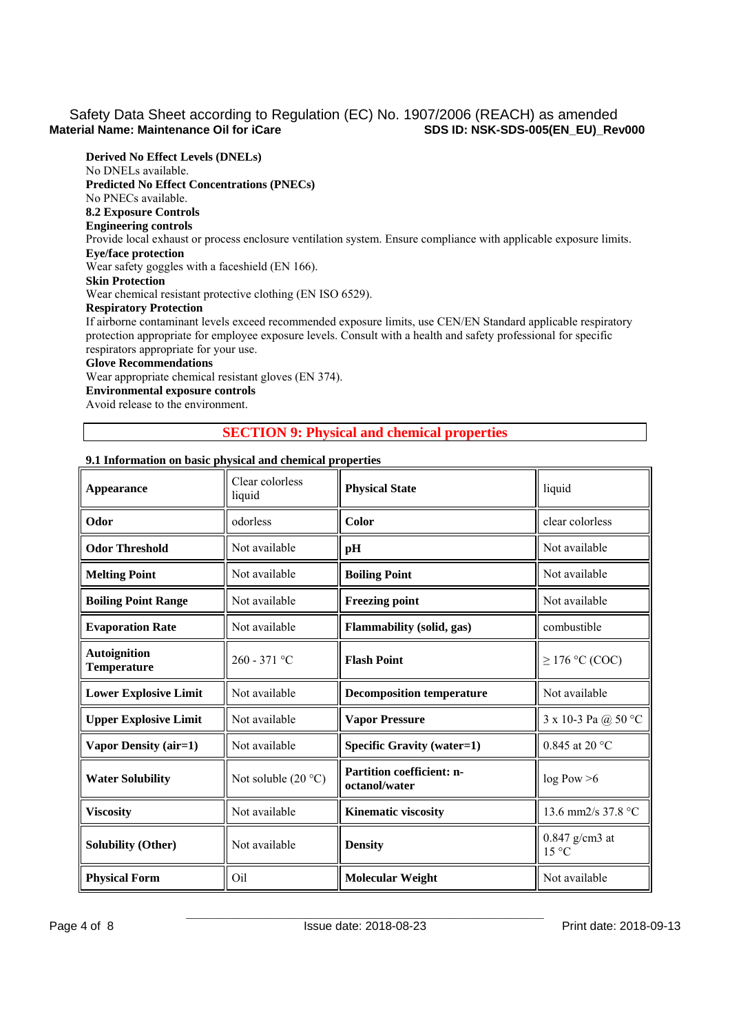**Derived No Effect Levels (DNELs)**

No DNELs available.

**Predicted No Effect Concentrations (PNECs)**

No PNECs available.

**8.2 Exposure Controls**

**Engineering controls**

Provide local exhaust or process enclosure ventilation system. Ensure compliance with applicable exposure limits.

**Eye/face protection**

Wear safety goggles with a faceshield (EN 166).

**Skin Protection**

Wear chemical resistant protective clothing (EN ISO 6529).

**Respiratory Protection**

If airborne contaminant levels exceed recommended exposure limits, use CEN/EN Standard applicable respiratory protection appropriate for employee exposure levels. Consult with a health and safety professional for specific respirators appropriate for your use.

**Glove Recommendations**

Wear appropriate chemical resistant gloves (EN 374).

**Environmental exposure controls**

Avoid release to the environment.

## SECTION 9: Physical and chemical properties

**9.1 Information on basic physical and chemical properties**

| | | | |
|---|---|---|---|
| **Appearance** | Clear colorless liquid | **Physical State** | liquid |
| **Odor** | odorless | **Color** | clear colorless |
| **Odor Threshold** | Not available | **pH** | Not available |
| **Melting Point** | Not available | **Boiling Point** | Not available |
| **Boiling Point Range** | Not available | **Freezing point** | Not available |
| **Evaporation Rate** | Not available | **Flammability (solid, gas)** | combustible |
| **Autoignition Temperature** | 260 - 371 °C | **Flash Point** | ≥ 176 °C (COC) |
| **Lower Explosive Limit** | Not available | **Decomposition temperature** | Not available |
| **Upper Explosive Limit** | Not available | **Vapor Pressure** | 3 x 10-3 Pa @ 50 °C |
| **Vapor Density (air=1)** | Not available | **Specific Gravity (water=1)** | 0.845 at 20 °C |
| **Water Solubility** | Not soluble (20 °C) | **Partition coefficient: n-octanol/water** | log Pow >6 |
| **Viscosity** | Not available | **Kinematic viscosity** | 13.6 mm2/s 37.8 °C |
| **Solubility (Other)** | Not available | **Density** | 0.847 g/cm3 at 15 °C |
| **Physical Form** | Oil | **Molecular Weight** | Not available |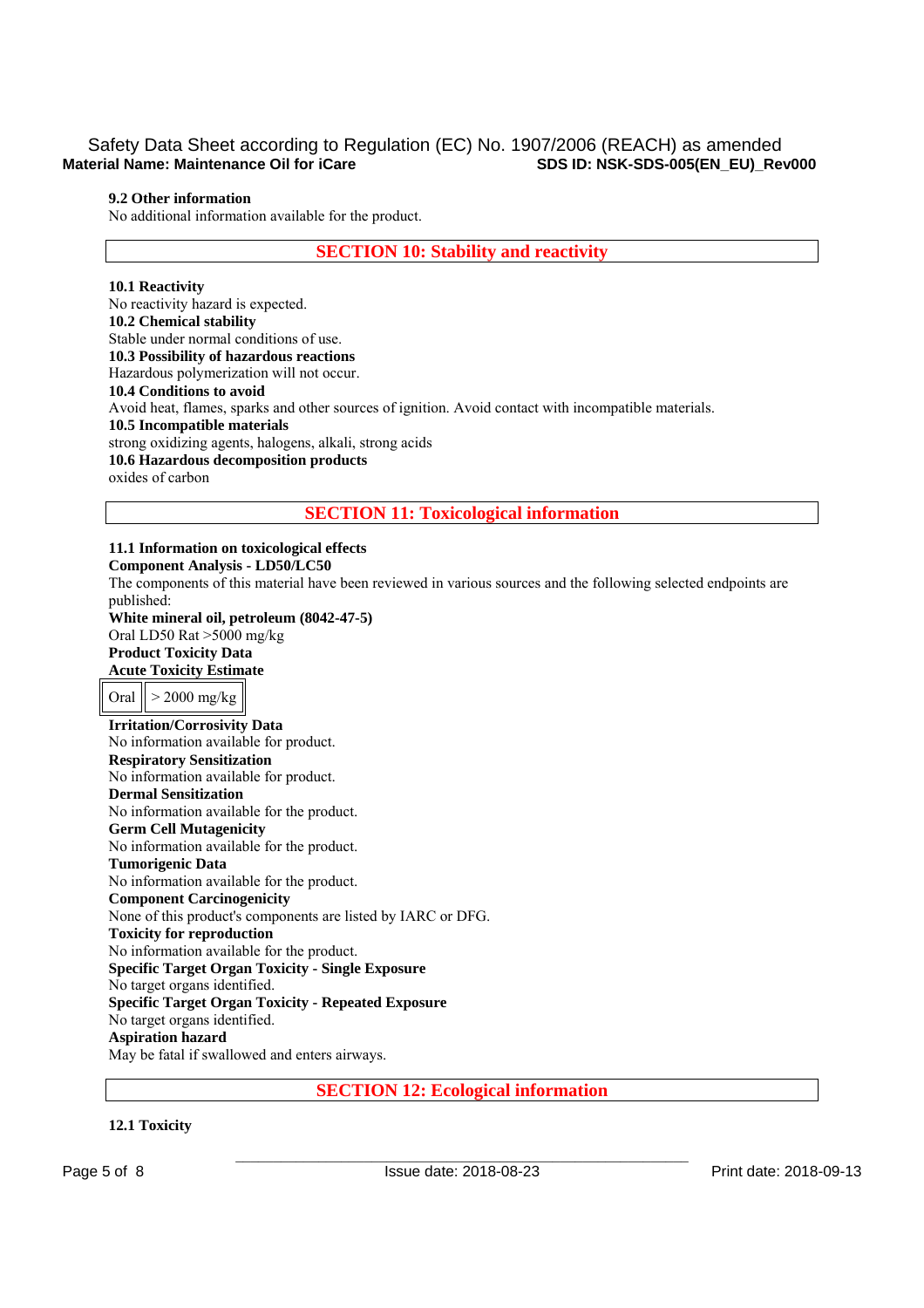**9.2 Other information**

No additional information available for the product.

## SECTION 10: Stability and reactivity

**10.1 Reactivity**

No reactivity hazard is expected.

**10.2 Chemical stability**

Stable under normal conditions of use.

**10.3 Possibility of hazardous reactions**

Hazardous polymerization will not occur.

**10.4 Conditions to avoid**

Avoid heat, flames, sparks and other sources of ignition. Avoid contact with incompatible materials.

**10.5 Incompatible materials**

strong oxidizing agents, halogens, alkali, strong acids

**10.6 Hazardous decomposition products**

oxides of carbon

## SECTION 11: Toxicological information

**11.1 Information on toxicological effects**

**Component Analysis - LD50/LC50**

The components of this material have been reviewed in various sources and the following selected endpoints are published:

**White mineral oil, petroleum (8042-47-5)**

Oral LD50 Rat >5000 mg/kg

**Product Toxicity Data**

**Acute Toxicity Estimate**

| Oral | > 2000 mg/kg |
|---|---|

**Irritation/Corrosivity Data**

No information available for product.

**Respiratory Sensitization**

No information available for product.

**Dermal Sensitization**

No information available for the product.

**Germ Cell Mutagenicity**

No information available for the product.

**Tumorigenic Data**

No information available for the product.

**Component Carcinogenicity**

None of this product's components are listed by IARC or DFG.

**Toxicity for reproduction**

No information available for the product.

**Specific Target Organ Toxicity - Single Exposure**

No target organs identified.

**Specific Target Organ Toxicity - Repeated Exposure**

No target organs identified.

**Aspiration hazard**

May be fatal if swallowed and enters airways.

## SECTION 12: Ecological information

**12.1 Toxicity**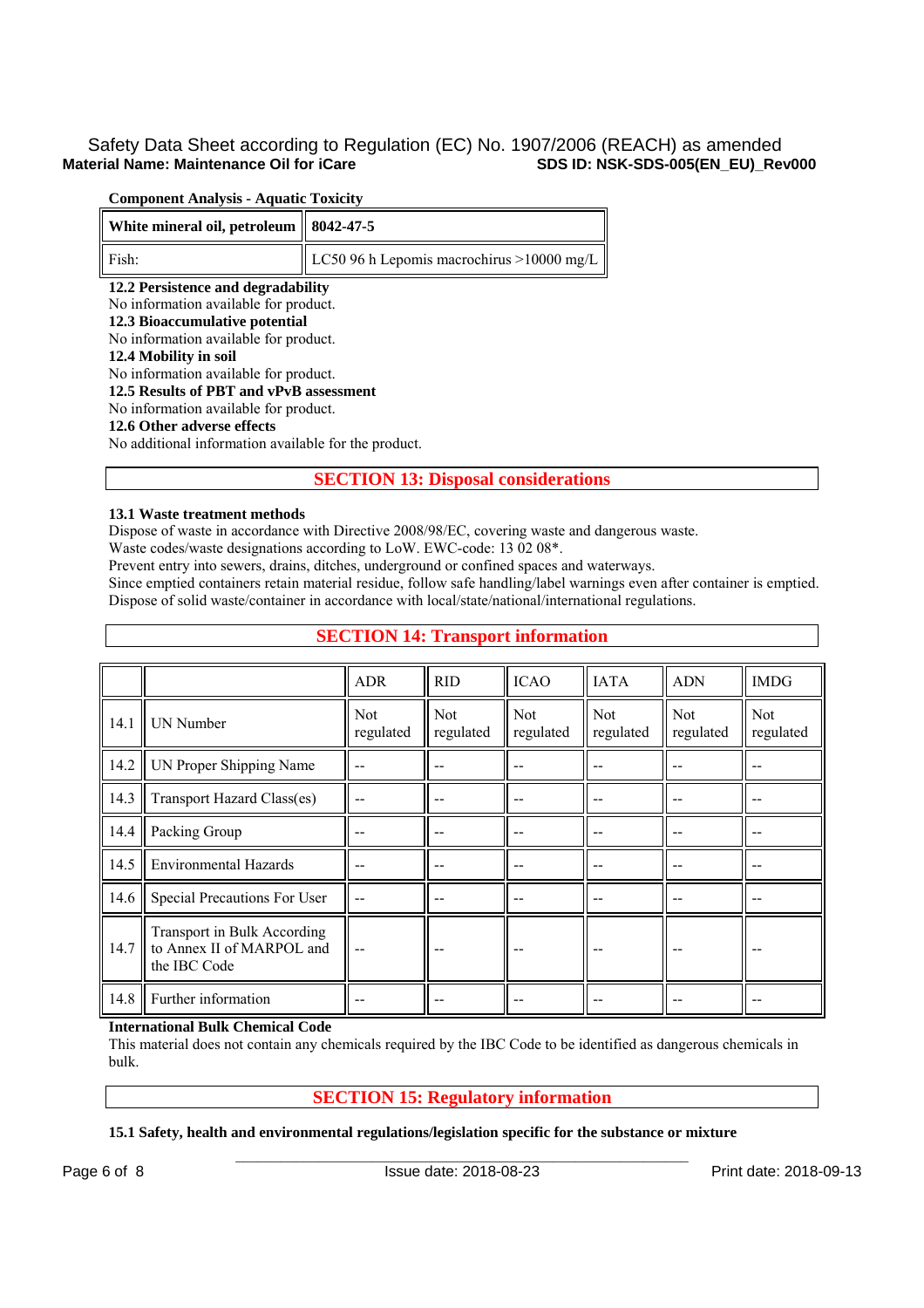**Component Analysis - Aquatic Toxicity**

| White mineral oil, petroleum | 8042-47-5 |
| --- | --- |
| Fish: | LC50 96 h Lepomis macrochirus >10000 mg/L |

**12.2 Persistence and degradability**

No information available for product.

**12.3 Bioaccumulative potential**

No information available for product.

**12.4 Mobility in soil**

No information available for product.

**12.5 Results of PBT and vPvB assessment**

No information available for product.

**12.6 Other adverse effects**

No additional information available for the product.

## SECTION 13: Disposal considerations

**13.1 Waste treatment methods**

Dispose of waste in accordance with Directive 2008/98/EC, covering waste and dangerous waste.
Waste codes/waste designations according to LoW. EWC-code: 13 02 08*.
Prevent entry into sewers, drains, ditches, underground or confined spaces and waterways.
Since emptied containers retain material residue, follow safe handling/label warnings even after container is emptied.
Dispose of solid waste/container in accordance with local/state/national/international regulations.

## SECTION 14: Transport information

| | | ADR | RID | ICAO | IATA | ADN | IMDG |
| --- | --- | --- | --- | --- | --- | --- | --- |
| 14.1 | UN Number | Not regulated | Not regulated | Not regulated | Not regulated | Not regulated | Not regulated |
| 14.2 | UN Proper Shipping Name | -- | -- | -- | -- | -- | -- |
| 14.3 | Transport Hazard Class(es) | -- | -- | -- | -- | -- | -- |
| 14.4 | Packing Group | -- | -- | -- | -- | -- | -- |
| 14.5 | Environmental Hazards | -- | -- | -- | -- | -- | -- |
| 14.6 | Special Precautions For User | -- | -- | -- | -- | -- | -- |
| 14.7 | Transport in Bulk According to Annex II of MARPOL and the IBC Code | -- | -- | -- | -- | -- | -- |
| 14.8 | Further information | -- | -- | -- | -- | -- | -- |

**International Bulk Chemical Code**

This material does not contain any chemicals required by the IBC Code to be identified as dangerous chemicals in bulk.

## SECTION 15: Regulatory information

**15.1 Safety, health and environmental regulations/legislation specific for the substance or mixture**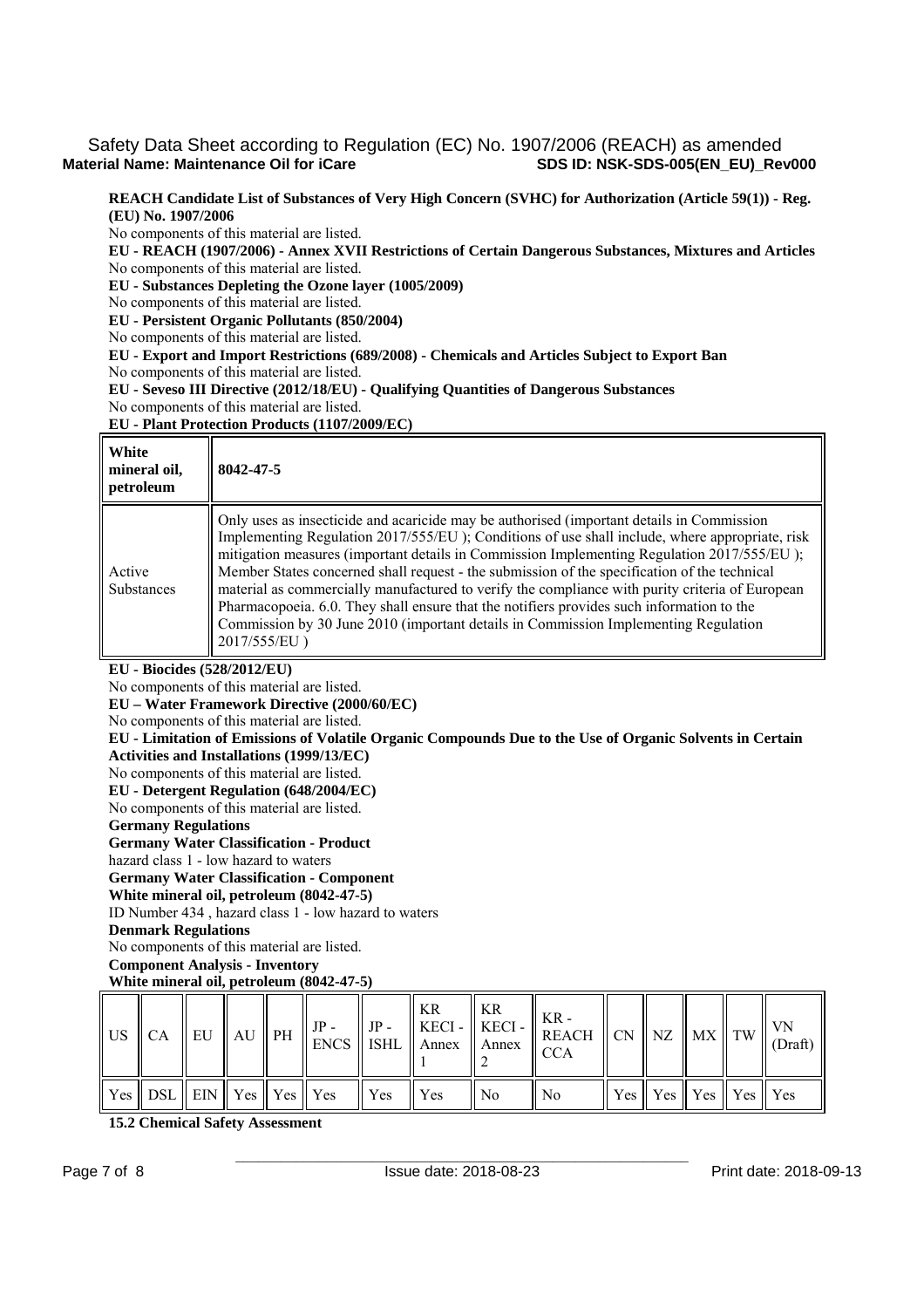**REACH Candidate List of Substances of Very High Concern (SVHC) for Authorization (Article 59(1)) - Reg. (EU) No. 1907/2006**

No components of this material are listed.

**EU - REACH (1907/2006) - Annex XVII Restrictions of Certain Dangerous Substances, Mixtures and Articles**

No components of this material are listed.

**EU - Substances Depleting the Ozone layer (1005/2009)**

No components of this material are listed.

**EU - Persistent Organic Pollutants (850/2004)**

No components of this material are listed.

**EU - Export and Import Restrictions (689/2008) - Chemicals and Articles Subject to Export Ban**

No components of this material are listed.

**EU - Seveso III Directive (2012/18/EU) - Qualifying Quantities of Dangerous Substances**

No components of this material are listed.

**EU - Plant Protection Products (1107/2009/EC)**

| **White mineral oil, petroleum** | **8042-47-5** |
|---|---|
| Active Substances | Only uses as insecticide and acaricide may be authorised (important details in Commission Implementing Regulation 2017/555/EU ); Conditions of use shall include, where appropriate, risk mitigation measures (important details in Commission Implementing Regulation 2017/555/EU ); Member States concerned shall request - the submission of the specification of the technical material as commercially manufactured to verify the compliance with purity criteria of European Pharmacopoeia. 6.0. They shall ensure that the notifiers provides such information to the Commission by 30 June 2010 (important details in Commission Implementing Regulation 2017/555/EU ) |

**EU - Biocides (528/2012/EU)**

No components of this material are listed.

**EU – Water Framework Directive (2000/60/EC)**

No components of this material are listed.

**EU - Limitation of Emissions of Volatile Organic Compounds Due to the Use of Organic Solvents in Certain Activities and Installations (1999/13/EC)**

No components of this material are listed.

**EU - Detergent Regulation (648/2004/EC)**

No components of this material are listed.

**Germany Regulations**

**Germany Water Classification - Product**

hazard class 1 - low hazard to waters

**Germany Water Classification - Component**

**White mineral oil, petroleum (8042-47-5)**

ID Number 434 , hazard class 1 - low hazard to waters

**Denmark Regulations**

No components of this material are listed.

**Component Analysis - Inventory**

**White mineral oil, petroleum (8042-47-5)**

| US | CA | EU | AU | PH | JP - ENCS | JP - ISHL | KR KECI - Annex 1 | KR KECI - Annex 2 | KR - REACH CCA | CN | NZ | MX | TW | VN (Draft) |
|---|---|---|---|---|---|---|---|---|---|---|---|---|---|---|
| Yes | DSL | EIN | Yes | Yes | Yes | Yes | Yes | No | No | Yes | Yes | Yes | Yes | Yes |

**15.2 Chemical Safety Assessment**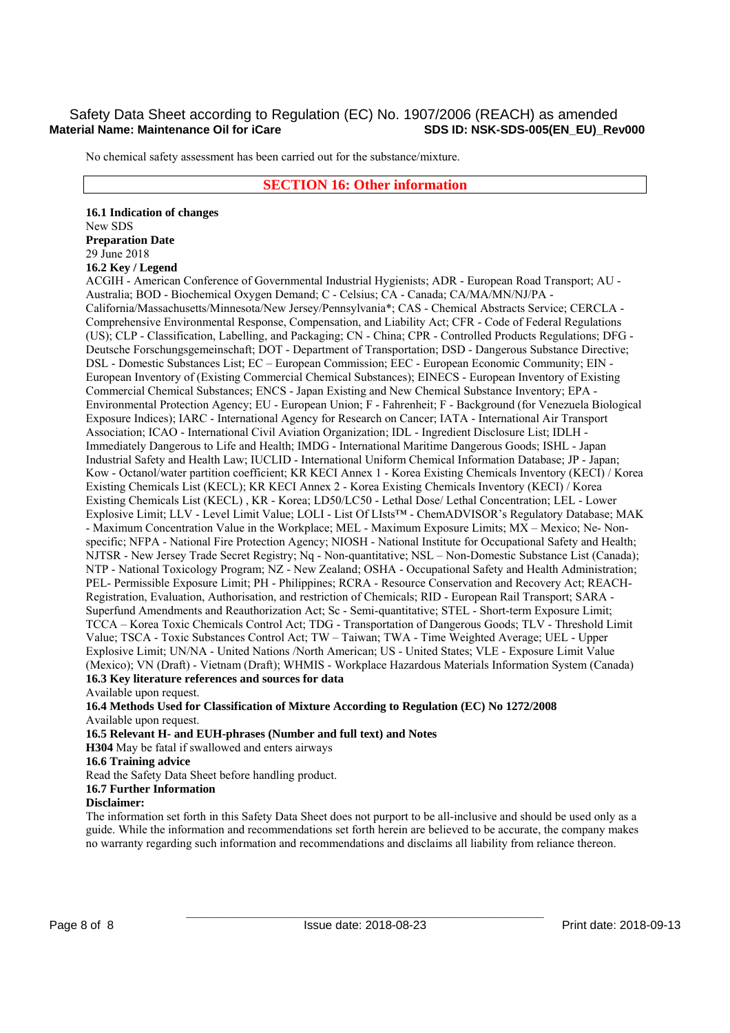No chemical safety assessment has been carried out for the substance/mixture.

## SECTION 16: Other information

**16.1 Indication of changes**
New SDS
**Preparation Date**
29 June 2018
**16.2 Key / Legend**
ACGIH - American Conference of Governmental Industrial Hygienists; ADR - European Road Transport; AU - Australia; BOD - Biochemical Oxygen Demand; C - Celsius; CA - Canada; CA/MA/MN/NJ/PA - California/Massachusetts/Minnesota/New Jersey/Pennsylvania*; CAS - Chemical Abstracts Service; CERCLA - Comprehensive Environmental Response, Compensation, and Liability Act; CFR - Code of Federal Regulations (US); CLP - Classification, Labelling, and Packaging; CN - China; CPR - Controlled Products Regulations; DFG - Deutsche Forschungsgemeinschaft; DOT - Department of Transportation; DSD - Dangerous Substance Directive; DSL - Domestic Substances List; EC – European Commission; EEC - European Economic Community; EIN - European Inventory of (Existing Commercial Chemical Substances); EINECS - European Inventory of Existing Commercial Chemical Substances; ENCS - Japan Existing and New Chemical Substance Inventory; EPA - Environmental Protection Agency; EU - European Union; F - Fahrenheit; F - Background (for Venezuela Biological Exposure Indices); IARC - International Agency for Research on Cancer; IATA - International Air Transport Association; ICAO - International Civil Aviation Organization; IDL - Ingredient Disclosure List; IDLH - Immediately Dangerous to Life and Health; IMDG - International Maritime Dangerous Goods; ISHL - Japan Industrial Safety and Health Law; IUCLID - International Uniform Chemical Information Database; JP - Japan; Kow - Octanol/water partition coefficient; KR KECI Annex 1 - Korea Existing Chemicals Inventory (KECI) / Korea Existing Chemicals List (KECL); KR KECI Annex 2 - Korea Existing Chemicals Inventory (KECI) / Korea Existing Chemicals List (KECL) , KR - Korea; LD50/LC50 - Lethal Dose/ Lethal Concentration; LEL - Lower Explosive Limit; LLV - Level Limit Value; LOLI - List Of LIsts™ - ChemADVISOR's Regulatory Database; MAK - Maximum Concentration Value in the Workplace; MEL - Maximum Exposure Limits; MX – Mexico; Ne- Non-specific; NFPA - National Fire Protection Agency; NIOSH - National Institute for Occupational Safety and Health; NJTSR - New Jersey Trade Secret Registry; Nq - Non-quantitative; NSL – Non-Domestic Substance List (Canada); NTP - National Toxicology Program; NZ - New Zealand; OSHA - Occupational Safety and Health Administration; PEL- Permissible Exposure Limit; PH - Philippines; RCRA - Resource Conservation and Recovery Act; REACH- Registration, Evaluation, Authorisation, and restriction of Chemicals; RID - European Rail Transport; SARA - Superfund Amendments and Reauthorization Act; Sc - Semi-quantitative; STEL - Short-term Exposure Limit; TCCA – Korea Toxic Chemicals Control Act; TDG - Transportation of Dangerous Goods; TLV - Threshold Limit Value; TSCA - Toxic Substances Control Act; TW – Taiwan; TWA - Time Weighted Average; UEL - Upper Explosive Limit; UN/NA - United Nations /North American; US - United States; VLE - Exposure Limit Value (Mexico); VN (Draft) - Vietnam (Draft); WHMIS - Workplace Hazardous Materials Information System (Canada)
**16.3 Key literature references and sources for data**
Available upon request.
**16.4 Methods Used for Classification of Mixture According to Regulation (EC) No 1272/2008**
Available upon request.
**16.5 Relevant H- and EUH-phrases (Number and full text) and Notes**
**H304** May be fatal if swallowed and enters airways
**16.6 Training advice**
Read the Safety Data Sheet before handling product.
**16.7 Further Information**
**Disclaimer:**
The information set forth in this Safety Data Sheet does not purport to be all-inclusive and should be used only as a guide. While the information and recommendations set forth herein are believed to be accurate, the company makes no warranty regarding such information and recommendations and disclaims all liability from reliance thereon.